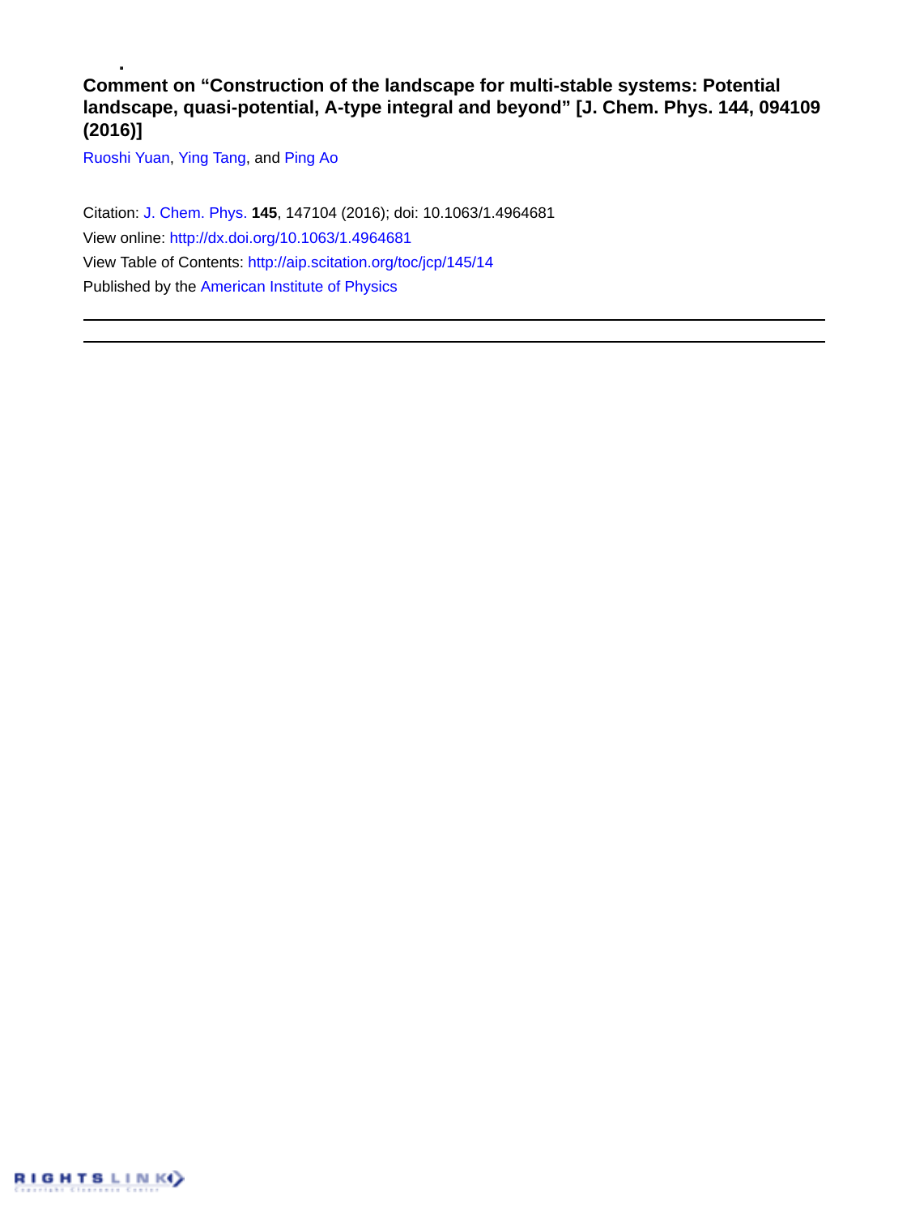# Comment on "Construction of the landscape for multi-stable systems: Potential landscape, quasi-potential, A-type integral and beyond" [J. Chem. Phys. 144, 094109 (2016)]

Ruoshi Yuan, Ying Tang, and Ping Ao

Citation: J. Chem. Phys. **145**, 147104 (2016); doi: 10.1063/1.4964681

View online: http://dx.doi.org/10.1063/1.4964681

View Table of Contents: http://aip.scitation.org/toc/jcp/145/14

Published by the American Institute of Physics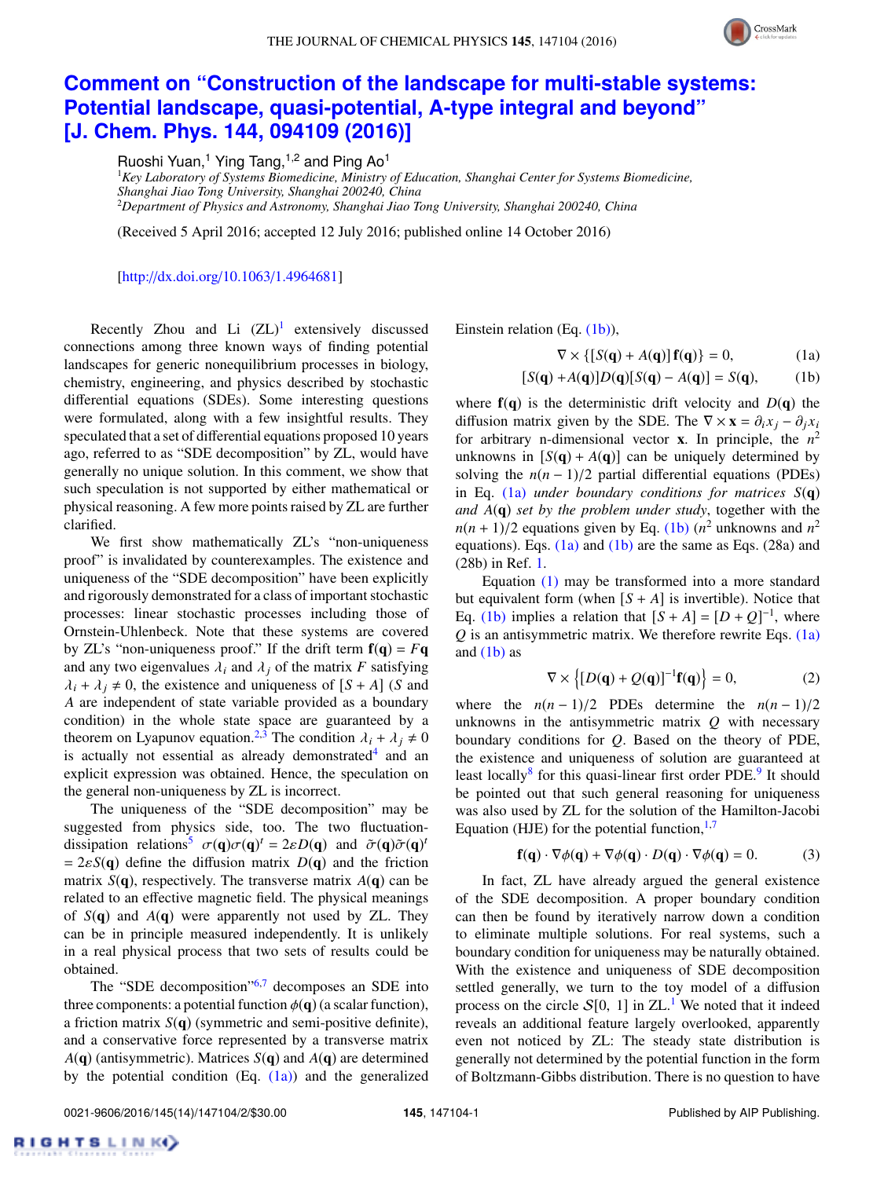# Comment on "Construction of the landscape for multi-stable systems: Potential landscape, quasi-potential, A-type integral and beyond" [J. Chem. Phys. 144, 094109 (2016)]

Ruoshi Yuan,[1] Ying Tang,[1,2] and Ping Ao[1]

[1]*Key Laboratory of Systems Biomedicine, Ministry of Education, Shanghai Center for Systems Biomedicine, Shanghai Jiao Tong University, Shanghai 200240, China*
[2]*Department of Physics and Astronomy, Shanghai Jiao Tong University, Shanghai 200240, China*

(Received 5 April 2016; accepted 12 July 2016; published online 14 October 2016)

[http://dx.doi.org/10.1063/1.4964681]

Recently Zhou and Li (ZL)[1] extensively discussed connections among three known ways of finding potential landscapes for generic nonequilibrium processes in biology, chemistry, engineering, and physics described by stochastic differential equations (SDEs). Some interesting questions were formulated, along with a few insightful results. They speculated that a set of differential equations proposed 10 years ago, referred to as "SDE decomposition" by ZL, would have generally no unique solution. In this comment, we show that such speculation is not supported by either mathematical or physical reasoning. A few more points raised by ZL are further clarified.

We first show mathematically ZL's "non-uniqueness proof" is invalidated by counterexamples. The existence and uniqueness of the "SDE decomposition" have been explicitly and rigorously demonstrated for a class of important stochastic processes: linear stochastic processes including those of Ornstein-Uhlenbeck. Note that these systems are covered by ZL's "non-uniqueness proof." If the drift term $\mathbf{f}(\mathbf{q}) = F\mathbf{q}$ and any two eigenvalues $\lambda_i$ and $\lambda_j$ of the matrix $F$ satisfying $\lambda_i + \lambda_j \neq 0$, the existence and uniqueness of $[S + A]$ ($S$ and $A$ are independent of state variable provided as a boundary condition) in the whole state space are guaranteed by a theorem on Lyapunov equation.[2,3] The condition $\lambda_i + \lambda_j \neq 0$ is actually not essential as already demonstrated[4] and an explicit expression was obtained. Hence, the speculation on the general non-uniqueness by ZL is incorrect.

The uniqueness of the "SDE decomposition" may be suggested from physics side, too. The two fluctuation-dissipation relations[5] $\sigma(\mathbf{q})\sigma(\mathbf{q})^t = 2\varepsilon D(\mathbf{q})$ and $\tilde{\sigma}(\mathbf{q})\tilde{\sigma}(\mathbf{q})^t = 2\varepsilon S(\mathbf{q})$ define the diffusion matrix $D(\mathbf{q})$ and the friction matrix $S(\mathbf{q})$, respectively. The transverse matrix $A(\mathbf{q})$ can be related to an effective magnetic field. The physical meanings of $S(\mathbf{q})$ and $A(\mathbf{q})$ were apparently not used by ZL. They can be in principle measured independently. It is unlikely in a real physical process that two sets of results could be obtained.

The "SDE decomposition"[6,7] decomposes an SDE into three components: a potential function $\phi(\mathbf{q})$ (a scalar function), a friction matrix $S(\mathbf{q})$ (symmetric and semi-positive definite), and a conservative force represented by a transverse matrix $A(\mathbf{q})$ (antisymmetric). Matrices $S(\mathbf{q})$ and $A(\mathbf{q})$ are determined by the potential condition (Eq. (1a)) and the generalized Einstein relation (Eq. (1b)),

$$\nabla \times \{[S(\mathbf{q}) + A(\mathbf{q})]\,\mathbf{f}(\mathbf{q})\} = 0, \tag{1a}$$

$$[S(\mathbf{q}) + A(\mathbf{q})]D(\mathbf{q})[S(\mathbf{q}) - A(\mathbf{q})] = S(\mathbf{q}), \tag{1b}$$

where $\mathbf{f}(\mathbf{q})$ is the deterministic drift velocity and $D(\mathbf{q})$ the diffusion matrix given by the SDE. The $\nabla \times \mathbf{x} = \partial_i x_j - \partial_j x_i$ for arbitrary n-dimensional vector $\mathbf{x}$. In principle, the $n^2$ unknowns in $[S(\mathbf{q}) + A(\mathbf{q})]$ can be uniquely determined by solving the $n(n-1)/2$ partial differential equations (PDEs) in Eq. (1a) *under boundary conditions for matrices* $S(\mathbf{q})$ *and* $A(\mathbf{q})$ *set by the problem under study*, together with the $n(n+1)/2$ equations given by Eq. (1b) ($n^2$ unknowns and $n^2$ equations). Eqs. (1a) and (1b) are the same as Eqs. (28a) and (28b) in Ref. 1.

Equation (1) may be transformed into a more standard but equivalent form (when $[S + A]$ is invertible). Notice that Eq. (1b) implies a relation that $[S + A] = [D + Q]^{-1}$, where $Q$ is an antisymmetric matrix. We therefore rewrite Eqs. (1a) and (1b) as

$$\nabla \times \left\{[D(\mathbf{q}) + Q(\mathbf{q})]^{-1}\mathbf{f}(\mathbf{q})\right\} = 0, \tag{2}$$

where the $n(n-1)/2$ PDEs determine the $n(n-1)/2$ unknowns in the antisymmetric matrix $Q$ with necessary boundary conditions for $Q$. Based on the theory of PDE, the existence and uniqueness of solution are guaranteed at least locally[8] for this quasi-linear first order PDE.[9] It should be pointed out that such general reasoning for uniqueness was also used by ZL for the solution of the Hamilton-Jacobi Equation (HJE) for the potential function,[1,7]

$$\mathbf{f}(\mathbf{q}) \cdot \nabla\phi(\mathbf{q}) + \nabla\phi(\mathbf{q}) \cdot D(\mathbf{q}) \cdot \nabla\phi(\mathbf{q}) = 0. \tag{3}$$

In fact, ZL have already argued the general existence of the SDE decomposition. A proper boundary condition can then be found by iteratively narrow down a condition to eliminate multiple solutions. For real systems, such a boundary condition for uniqueness may be naturally obtained. With the existence and uniqueness of SDE decomposition settled generally, we turn to the toy model of a diffusion process on the circle $\mathcal{S}[0, 1]$ in ZL.[1] We noted that it indeed reveals an additional feature largely overlooked, apparently even not noticed by ZL: The steady state distribution is generally not determined by the potential function in the form of Boltzmann-Gibbs distribution. There is no question to have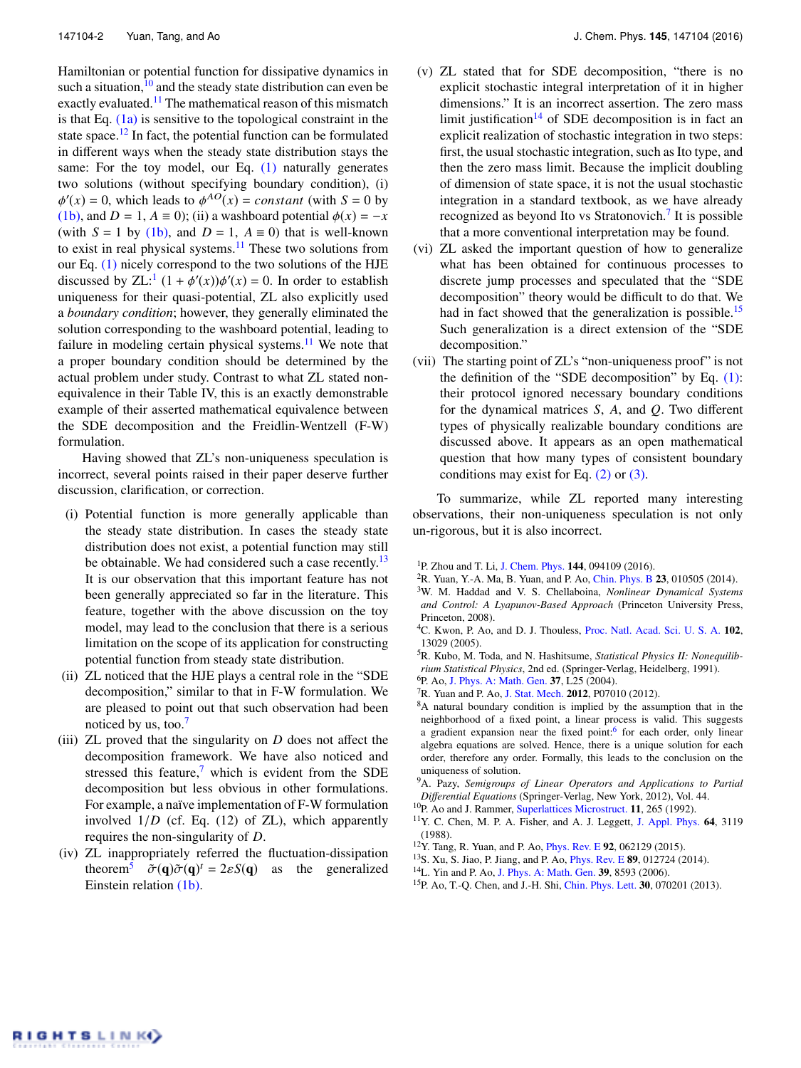Hamiltonian or potential function for dissipative dynamics in such a situation,[10] and the steady state distribution can even be exactly evaluated.[11] The mathematical reason of this mismatch is that Eq. (1a) is sensitive to the topological constraint in the state space.[12] In fact, the potential function can be formulated in different ways when the steady state distribution stays the same: For the toy model, our Eq. (1) naturally generates two solutions (without specifying boundary condition), (i) $\phi'(x) = 0$, which leads to $\phi^{AO}(x) = constant$ (with $S = 0$ by (1b), and $D = 1$, $A \equiv 0$); (ii) a washboard potential $\phi(x) = -x$ (with $S = 1$ by (1b), and $D = 1$, $A \equiv 0$) that is well-known to exist in real physical systems.[11] These two solutions from our Eq. (1) nicely correspond to the two solutions of the HJE discussed by ZL:[1] $(1 + \phi'(x))\phi'(x) = 0$. In order to establish uniqueness for their quasi-potential, ZL also explicitly used a *boundary condition*; however, they generally eliminated the solution corresponding to the washboard potential, leading to failure in modeling certain physical systems.[11] We note that a proper boundary condition should be determined by the actual problem under study. Contrast to what ZL stated non-equivalence in their Table IV, this is an exactly demonstrable example of their asserted mathematical equivalence between the SDE decomposition and the Freidlin-Wentzell (F-W) formulation.

Having showed that ZL's non-uniqueness speculation is incorrect, several points raised in their paper deserve further discussion, clarification, or correction.

(i) Potential function is more generally applicable than the steady state distribution. In cases the steady state distribution does not exist, a potential function may still be obtainable. We had considered such a case recently.[13] It is our observation that this important feature has not been generally appreciated so far in the literature. This feature, together with the above discussion on the toy model, may lead to the conclusion that there is a serious limitation on the scope of its application for constructing potential function from steady state distribution.

(ii) ZL noticed that the HJE plays a central role in the "SDE decomposition," similar to that in F-W formulation. We are pleased to point out that such observation had been noticed by us, too.[7]

(iii) ZL proved that the singularity on $D$ does not affect the decomposition framework. We have also noticed and stressed this feature,[7] which is evident from the SDE decomposition but less obvious in other formulations. For example, a naïve implementation of F-W formulation involved $1/D$ (cf. Eq. (12) of ZL), which apparently requires the non-singularity of $D$.

(iv) ZL inappropriately referred the fluctuation-dissipation theorem[5] $\tilde{\sigma}(\mathbf{q})\tilde{\sigma}(\mathbf{q})^t = 2\varepsilon S(\mathbf{q})$ as the generalized Einstein relation (1b).

(v) ZL stated that for SDE decomposition, "there is no explicit stochastic integral interpretation of it in higher dimensions." It is an incorrect assertion. The zero mass limit justification[14] of SDE decomposition is in fact an explicit realization of stochastic integration in two steps: first, the usual stochastic integration, such as Ito type, and then the zero mass limit. Because the implicit doubling of dimension of state space, it is not the usual stochastic integration in a standard textbook, as we have already recognized as beyond Ito vs Stratonovich.[7] It is possible that a more conventional interpretation may be found.

(vi) ZL asked the important question of how to generalize what has been obtained for continuous processes to discrete jump processes and speculated that the "SDE decomposition" theory would be difficult to do that. We had in fact showed that the generalization is possible.[15] Such generalization is a direct extension of the "SDE decomposition."

(vii) The starting point of ZL's "non-uniqueness proof" is not the definition of the "SDE decomposition" by Eq. (1): their protocol ignored necessary boundary conditions for the dynamical matrices $S$, $A$, and $Q$. Two different types of physically realizable boundary conditions are discussed above. It appears as an open mathematical question that how many types of consistent boundary conditions may exist for Eq. (2) or (3).

To summarize, while ZL reported many interesting observations, their non-uniqueness speculation is not only un-rigorous, but it is also incorrect.

[1] P. Zhou and T. Li, J. Chem. Phys. **144**, 094109 (2016).
[2] R. Yuan, Y.-A. Ma, B. Yuan, and P. Ao, Chin. Phys. B **23**, 010505 (2014).
[3] W. M. Haddad and V. S. Chellaboina, *Nonlinear Dynamical Systems and Control: A Lyapunov-Based Approach* (Princeton University Press, Princeton, 2008).
[4] C. Kwon, P. Ao, and D. J. Thouless, Proc. Natl. Acad. Sci. U. S. A. **102**, 13029 (2005).
[5] R. Kubo, M. Toda, and N. Hashitsume, *Statistical Physics II: Nonequilibrium Statistical Physics*, 2nd ed. (Springer-Verlag, Heidelberg, 1991).
[6] P. Ao, J. Phys. A: Math. Gen. **37**, L25 (2004).
[7] R. Yuan and P. Ao, J. Stat. Mech. **2012**, P07010 (2012).
[8] A natural boundary condition is implied by the assumption that in the neighborhood of a fixed point, a linear process is valid. This suggests a gradient expansion near the fixed point:[6] for each order, only linear algebra equations are solved. Hence, there is a unique solution for each order, therefore any order. Formally, this leads to the conclusion on the uniqueness of solution.
[9] A. Pazy, *Semigroups of Linear Operators and Applications to Partial Differential Equations* (Springer-Verlag, New York, 2012), Vol. 44.
[10] P. Ao and J. Rammer, Superlattices Microstruct. **11**, 265 (1992).
[11] Y. C. Chen, M. P. A. Fisher, and A. J. Leggett, J. Appl. Phys. **64**, 3119 (1988).
[12] Y. Tang, R. Yuan, and P. Ao, Phys. Rev. E **92**, 062129 (2015).
[13] S. Xu, S. Jiao, P. Jiang, and P. Ao, Phys. Rev. E **89**, 012724 (2014).
[14] L. Yin and P. Ao, J. Phys. A: Math. Gen. **39**, 8593 (2006).
[15] P. Ao, T.-Q. Chen, and J.-H. Shi, Chin. Phys. Lett. **30**, 070201 (2013).